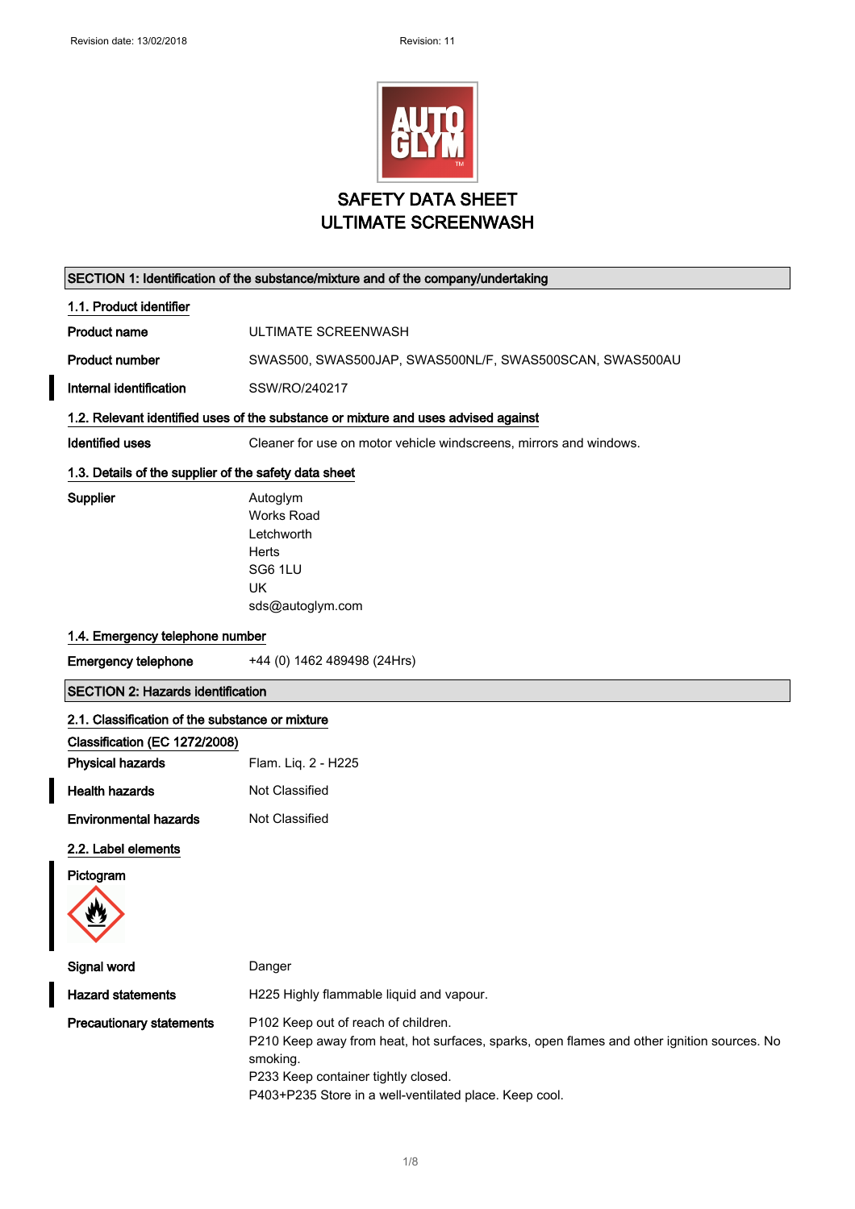Revision date: 13/02/2018    Revision: 11

# SAFETY DATA SHEET
# ULTIMATE SCREENWASH

## SECTION 1: Identification of the substance/mixture and of the company/undertaking

### 1.1. Product identifier

| | |
|---|---|
| **Product name** | ULTIMATE SCREENWASH |
| **Product number** | SWAS500, SWAS500JAP, SWAS500NL/F, SWAS500SCAN, SWAS500AU |
| **Internal identification** | SSW/RO/240217 |

### 1.2. Relevant identified uses of the substance or mixture and uses advised against

| | |
|---|---|
| **Identified uses** | Cleaner for use on motor vehicle windscreens, mirrors and windows. |

### 1.3. Details of the supplier of the safety data sheet

**Supplier**
Autoglym
Works Road
Letchworth
Herts
SG6 1LU
UK
sds@autoglym.com

### 1.4. Emergency telephone number

| | |
|---|---|
| **Emergency telephone** | +44 (0) 1462 489498 (24Hrs) |

## SECTION 2: Hazards identification

### 2.1. Classification of the substance or mixture

**Classification (EC 1272/2008)**

| | |
|---|---|
| **Physical hazards** | Flam. Liq. 2 - H225 |
| **Health hazards** | Not Classified |
| **Environmental hazards** | Not Classified |

### 2.2. Label elements

**Pictogram**

| | |
|---|---|
| **Signal word** | Danger |
| **Hazard statements** | H225 Highly flammable liquid and vapour. |

**Precautionary statements**
P102 Keep out of reach of children.
P210 Keep away from heat, hot surfaces, sparks, open flames and other ignition sources. No smoking.
P233 Keep container tightly closed.
P403+P235 Store in a well-ventilated place. Keep cool.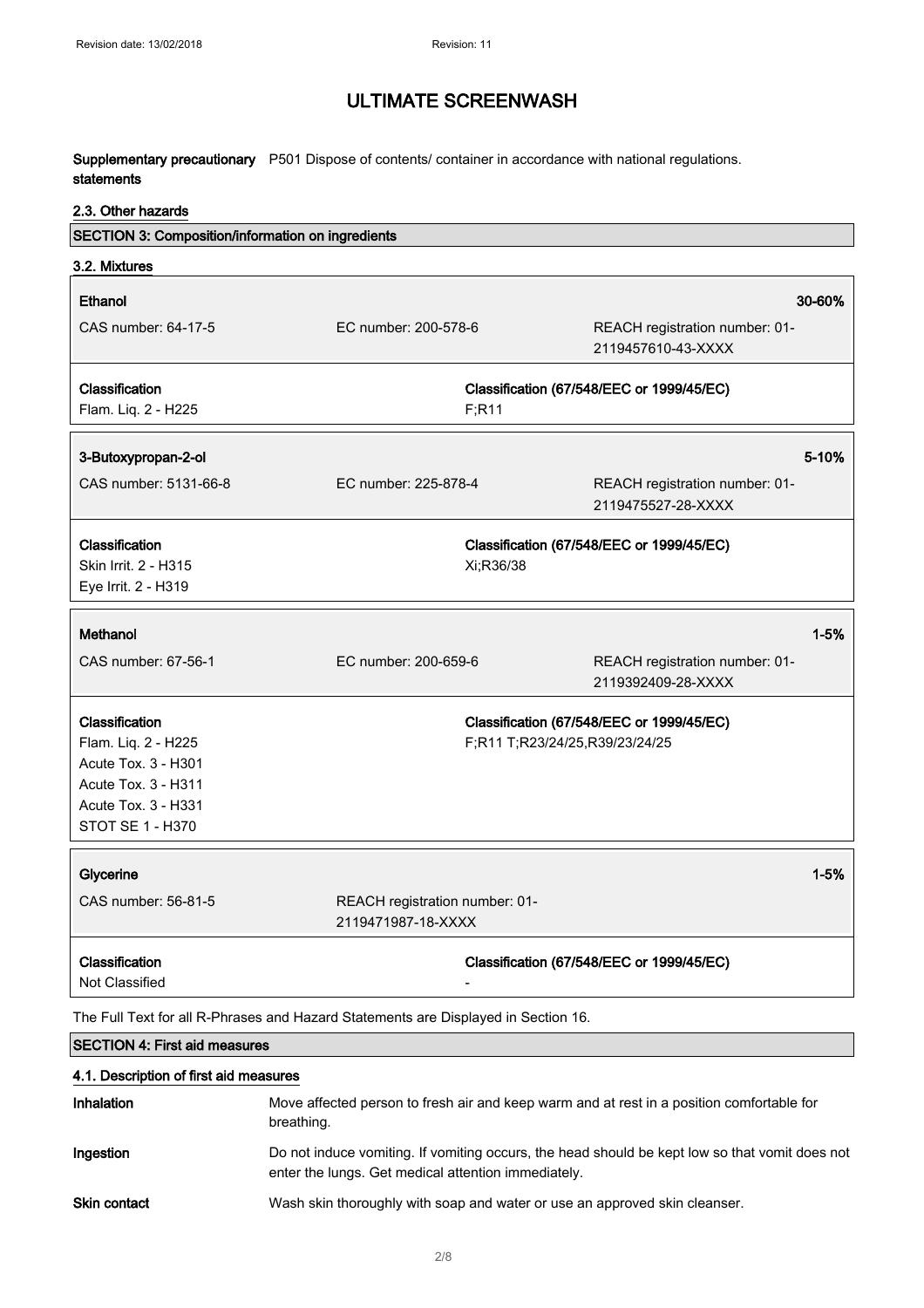**Supplementary precautionary statements** P501 Dispose of contents/ container in accordance with national regulations.

### 2.3. Other hazards

## SECTION 3: Composition/information on ingredients

### 3.2. Mixtures

| **Ethanol** | | **30-60%** |
|---|---|---|
| CAS number: 64-17-5 | EC number: 200-578-6 | REACH registration number: 01-2119457610-43-XXXX |
| **Classification** | **Classification (67/548/EEC or 1999/45/EC)** | |
| Flam. Liq. 2 - H225 | F;R11 | |

| **3-Butoxypropan-2-ol** | | **5-10%** |
|---|---|---|
| CAS number: 5131-66-8 | EC number: 225-878-4 | REACH registration number: 01-2119475527-28-XXXX |
| **Classification** | **Classification (67/548/EEC or 1999/45/EC)** | |
| Skin Irrit. 2 - H315<br>Eye Irrit. 2 - H319 | Xi;R36/38 | |

| **Methanol** | | **1-5%** |
|---|---|---|
| CAS number: 67-56-1 | EC number: 200-659-6 | REACH registration number: 01-2119392409-28-XXXX |
| **Classification** | **Classification (67/548/EEC or 1999/45/EC)** | |
| Flam. Liq. 2 - H225<br>Acute Tox. 3 - H301<br>Acute Tox. 3 - H311<br>Acute Tox. 3 - H331<br>STOT SE 1 - H370 | F;R11 T;R23/24/25,R39/23/24/25 | |

| **Glycerine** | | **1-5%** |
|---|---|---|
| CAS number: 56-81-5 | REACH registration number: 01-2119471987-18-XXXX | |
| **Classification** | **Classification (67/548/EEC or 1999/45/EC)** | |
| Not Classified | - | |

The Full Text for all R-Phrases and Hazard Statements are Displayed in Section 16.

## SECTION 4: First aid measures

### 4.1. Description of first aid measures

**Inhalation** Move affected person to fresh air and keep warm and at rest in a position comfortable for breathing.

**Ingestion** Do not induce vomiting. If vomiting occurs, the head should be kept low so that vomit does not enter the lungs. Get medical attention immediately.

**Skin contact** Wash skin thoroughly with soap and water or use an approved skin cleanser.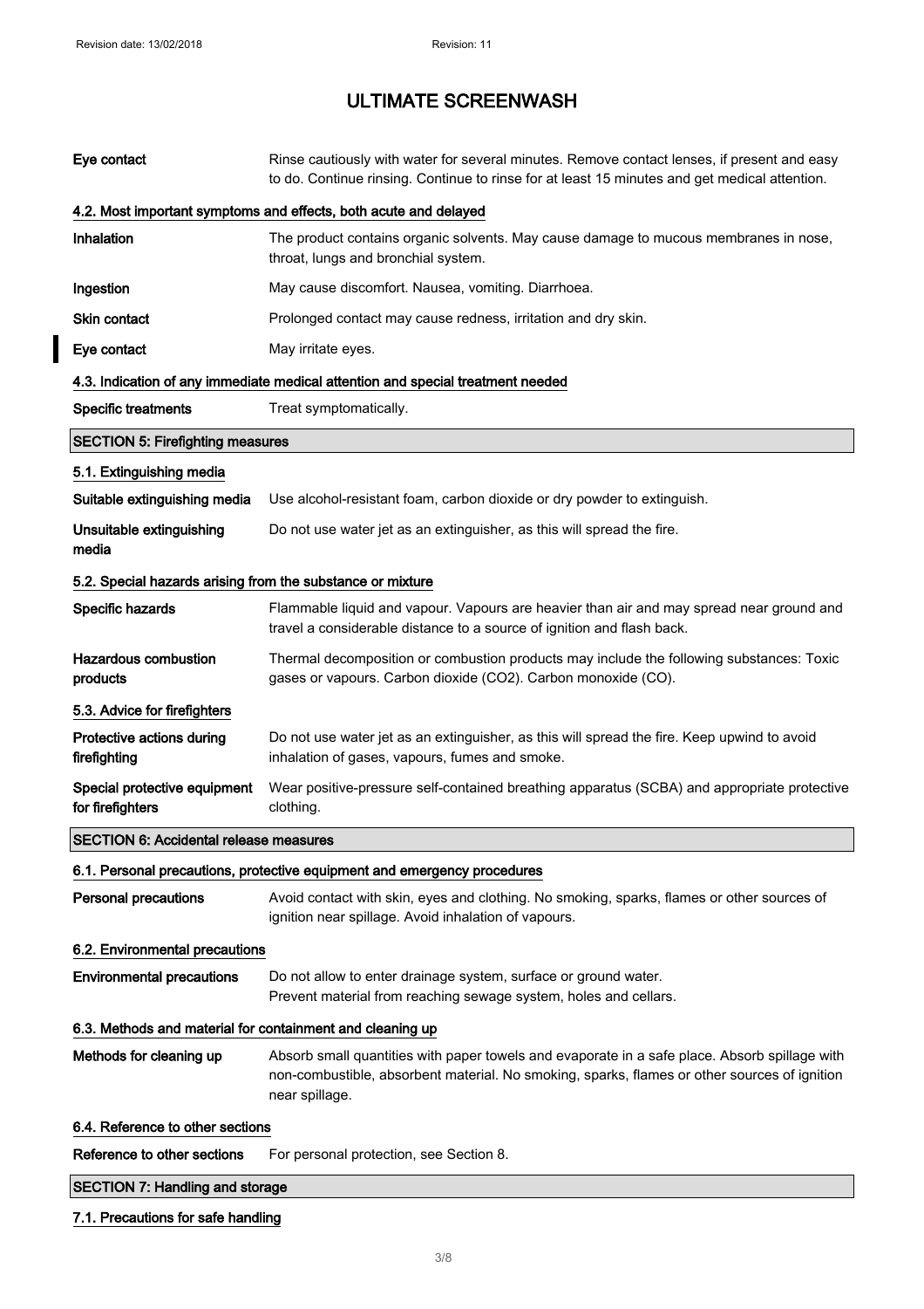| | |
|---|---|
| **Eye contact** | Rinse cautiously with water for several minutes. Remove contact lenses, if present and easy to do. Continue rinsing. Continue to rinse for at least 15 minutes and get medical attention. |

### 4.2. Most important symptoms and effects, both acute and delayed

| | |
|---|---|
| **Inhalation** | The product contains organic solvents. May cause damage to mucous membranes in nose, throat, lungs and bronchial system. |
| **Ingestion** | May cause discomfort. Nausea, vomiting. Diarrhoea. |
| **Skin contact** | Prolonged contact may cause redness, irritation and dry skin. |
| **Eye contact** | May irritate eyes. |

### 4.3. Indication of any immediate medical attention and special treatment needed

| | |
|---|---|
| **Specific treatments** | Treat symptomatically. |

## SECTION 5: Firefighting measures

### 5.1. Extinguishing media

| | |
|---|---|
| **Suitable extinguishing media** | Use alcohol-resistant foam, carbon dioxide or dry powder to extinguish. |
| **Unsuitable extinguishing media** | Do not use water jet as an extinguisher, as this will spread the fire. |

### 5.2. Special hazards arising from the substance or mixture

| | |
|---|---|
| **Specific hazards** | Flammable liquid and vapour. Vapours are heavier than air and may spread near ground and travel a considerable distance to a source of ignition and flash back. |
| **Hazardous combustion products** | Thermal decomposition or combustion products may include the following substances: Toxic gases or vapours. Carbon dioxide ($CO_2$). Carbon monoxide (CO). |

### 5.3. Advice for firefighters

| | |
|---|---|
| **Protective actions during firefighting** | Do not use water jet as an extinguisher, as this will spread the fire. Keep upwind to avoid inhalation of gases, vapours, fumes and smoke. |
| **Special protective equipment for firefighters** | Wear positive-pressure self-contained breathing apparatus (SCBA) and appropriate protective clothing. |

## SECTION 6: Accidental release measures

### 6.1. Personal precautions, protective equipment and emergency procedures

| | |
|---|---|
| **Personal precautions** | Avoid contact with skin, eyes and clothing. No smoking, sparks, flames or other sources of ignition near spillage. Avoid inhalation of vapours. |

### 6.2. Environmental precautions

| | |
|---|---|
| **Environmental precautions** | Do not allow to enter drainage system, surface or ground water. Prevent material from reaching sewage system, holes and cellars. |

### 6.3. Methods and material for containment and cleaning up

| | |
|---|---|
| **Methods for cleaning up** | Absorb small quantities with paper towels and evaporate in a safe place. Absorb spillage with non-combustible, absorbent material. No smoking, sparks, flames or other sources of ignition near spillage. |

### 6.4. Reference to other sections

| | |
|---|---|
| **Reference to other sections** | For personal protection, see Section 8. |

## SECTION 7: Handling and storage

### 7.1. Precautions for safe handling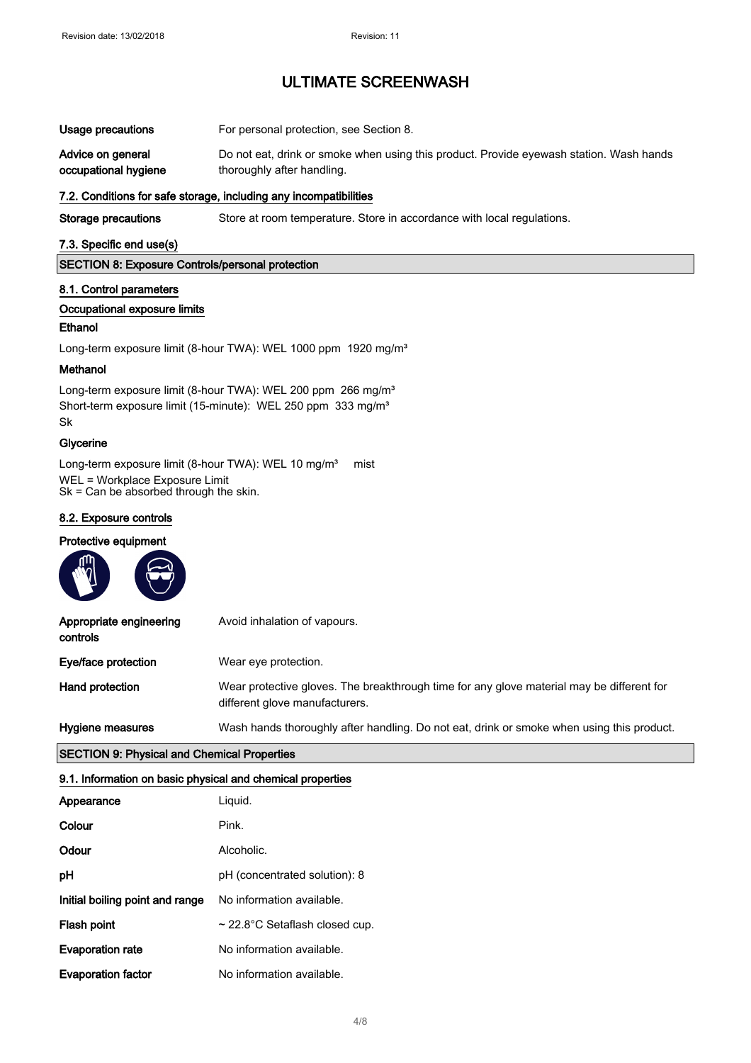| | |
|---|---|
| **Usage precautions** | For personal protection, see Section 8. |
| **Advice on general occupational hygiene** | Do not eat, drink or smoke when using this product. Provide eyewash station. Wash hands thoroughly after handling. |

### 7.2. Conditions for safe storage, including any incompatibilities

| | |
|---|---|
| **Storage precautions** | Store at room temperature. Store in accordance with local regulations. |

### 7.3. Specific end use(s)

## SECTION 8: Exposure Controls/personal protection

### 8.1. Control parameters

**Occupational exposure limits**

**Ethanol**

Long-term exposure limit (8-hour TWA): WEL 1000 ppm 1920 mg/m³

**Methanol**

Long-term exposure limit (8-hour TWA): WEL 200 ppm 266 mg/m³
Short-term exposure limit (15-minute): WEL 250 ppm 333 mg/m³
Sk

**Glycerine**

Long-term exposure limit (8-hour TWA): WEL 10 mg/m³ mist
WEL = Workplace Exposure Limit
Sk = Can be absorbed through the skin.

### 8.2. Exposure controls

**Protective equipment**

| | |
|---|---|
| **Appropriate engineering controls** | Avoid inhalation of vapours. |
| **Eye/face protection** | Wear eye protection. |
| **Hand protection** | Wear protective gloves. The breakthrough time for any glove material may be different for different glove manufacturers. |
| **Hygiene measures** | Wash hands thoroughly after handling. Do not eat, drink or smoke when using this product. |

## SECTION 9: Physical and Chemical Properties

### 9.1. Information on basic physical and chemical properties

| | |
|---|---|
| **Appearance** | Liquid. |
| **Colour** | Pink. |
| **Odour** | Alcoholic. |
| **pH** | pH (concentrated solution): 8 |
| **Initial boiling point and range** | No information available. |
| **Flash point** | ~ 22.8°C Setaflash closed cup. |
| **Evaporation rate** | No information available. |
| **Evaporation factor** | No information available. |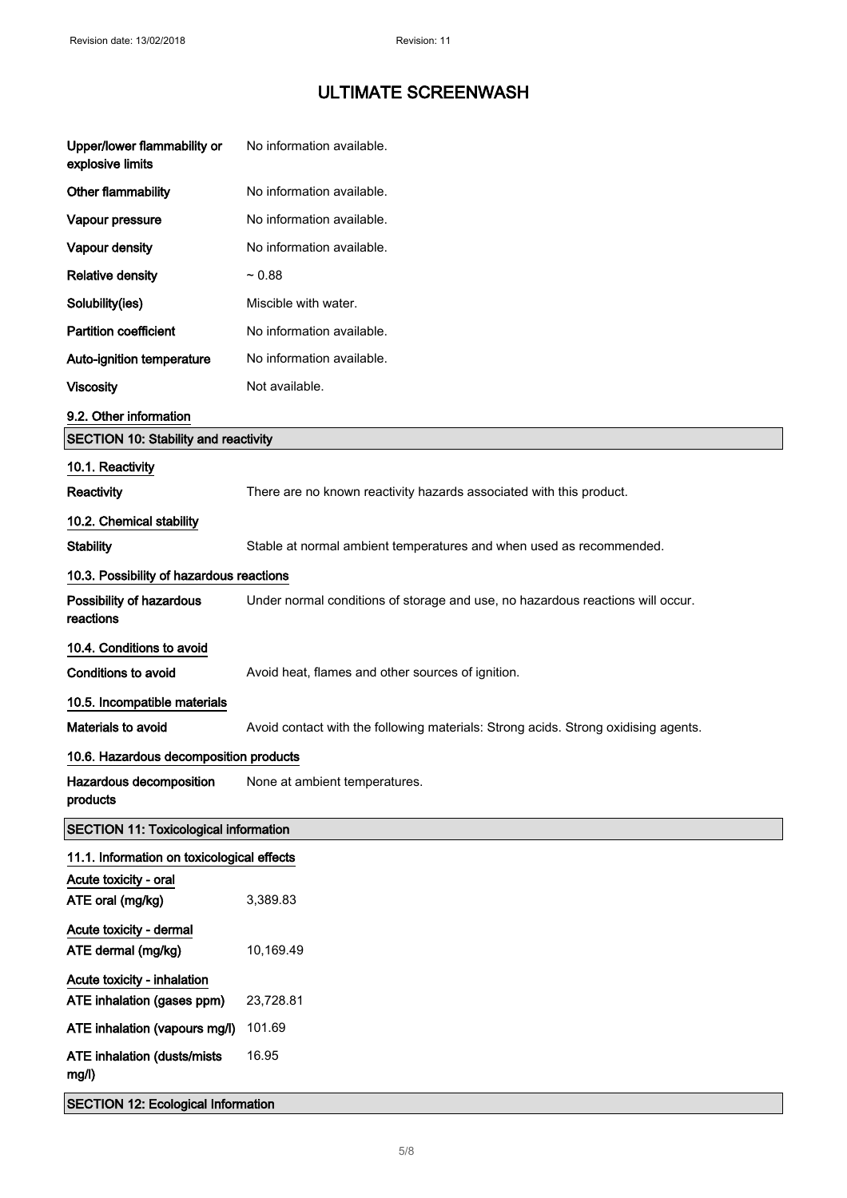| | |
|---|---|
| **Upper/lower flammability or explosive limits** | No information available. |
| **Other flammability** | No information available. |
| **Vapour pressure** | No information available. |
| **Vapour density** | No information available. |
| **Relative density** | ~ 0.88 |
| **Solubility(ies)** | Miscible with water. |
| **Partition coefficient** | No information available. |
| **Auto-ignition temperature** | No information available. |
| **Viscosity** | Not available. |

### 9.2. Other information

## SECTION 10: Stability and reactivity

### 10.1. Reactivity

**Reactivity** There are no known reactivity hazards associated with this product.

### 10.2. Chemical stability

**Stability** Stable at normal ambient temperatures and when used as recommended.

### 10.3. Possibility of hazardous reactions

**Possibility of hazardous reactions** Under normal conditions of storage and use, no hazardous reactions will occur.

### 10.4. Conditions to avoid

**Conditions to avoid** Avoid heat, flames and other sources of ignition.

### 10.5. Incompatible materials

**Materials to avoid** Avoid contact with the following materials: Strong acids. Strong oxidising agents.

### 10.6. Hazardous decomposition products

**Hazardous decomposition products** None at ambient temperatures.

## SECTION 11: Toxicological information

### 11.1. Information on toxicological effects

**Acute toxicity - oral**

| | |
|---|---|
| **ATE oral (mg/kg)** | 3,389.83 |

**Acute toxicity - dermal**

| | |
|---|---|
| **ATE dermal (mg/kg)** | 10,169.49 |

**Acute toxicity - inhalation**

| | |
|---|---|
| **ATE inhalation (gases ppm)** | 23,728.81 |
| **ATE inhalation (vapours mg/l)** | 101.69 |
| **ATE inhalation (dusts/mists mg/l)** | 16.95 |

## SECTION 12: Ecological Information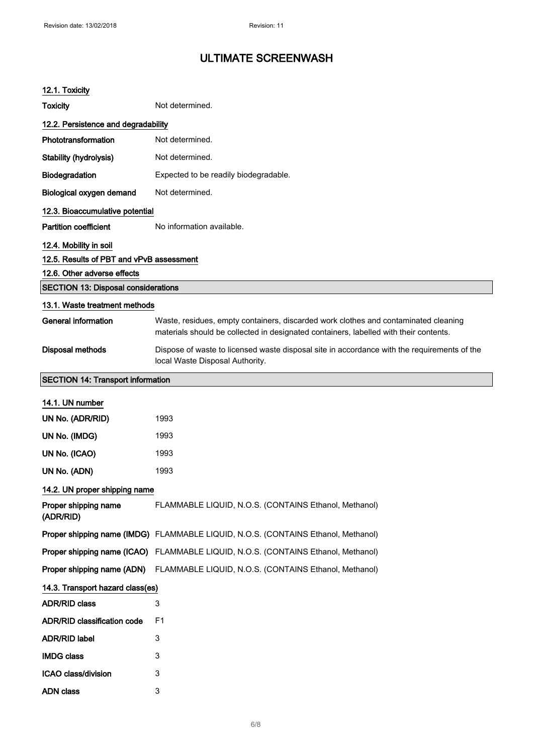# ULTIMATE SCREENWASH

### 12.1. Toxicity

**Toxicity** Not determined.

### 12.2. Persistence and degradability

**Phototransformation** Not determined.

**Stability (hydrolysis)** Not determined.

**Biodegradation** Expected to be readily biodegradable.

**Biological oxygen demand** Not determined.

### 12.3. Bioaccumulative potential

**Partition coefficient** No information available.

### 12.4. Mobility in soil

### 12.5. Results of PBT and vPvB assessment

### 12.6. Other adverse effects

## SECTION 13: Disposal considerations

### 13.1. Waste treatment methods

**General information** Waste, residues, empty containers, discarded work clothes and contaminated cleaning materials should be collected in designated containers, labelled with their contents.

**Disposal methods** Dispose of waste to licensed waste disposal site in accordance with the requirements of the local Waste Disposal Authority.

## SECTION 14: Transport information

### 14.1. UN number

**UN No. (ADR/RID)** 1993

**UN No. (IMDG)** 1993

**UN No. (ICAO)** 1993

**UN No. (ADN)** 1993

### 14.2. UN proper shipping name

**Proper shipping name (ADR/RID)** FLAMMABLE LIQUID, N.O.S. (CONTAINS Ethanol, Methanol)

**Proper shipping name (IMDG)** FLAMMABLE LIQUID, N.O.S. (CONTAINS Ethanol, Methanol)

**Proper shipping name (ICAO)** FLAMMABLE LIQUID, N.O.S. (CONTAINS Ethanol, Methanol)

**Proper shipping name (ADN)** FLAMMABLE LIQUID, N.O.S. (CONTAINS Ethanol, Methanol)

### 14.3. Transport hazard class(es)

**ADR/RID class** 3

**ADR/RID classification code** F1

**ADR/RID label** 3

**IMDG class** 3

**ICAO class/division** 3

**ADN class** 3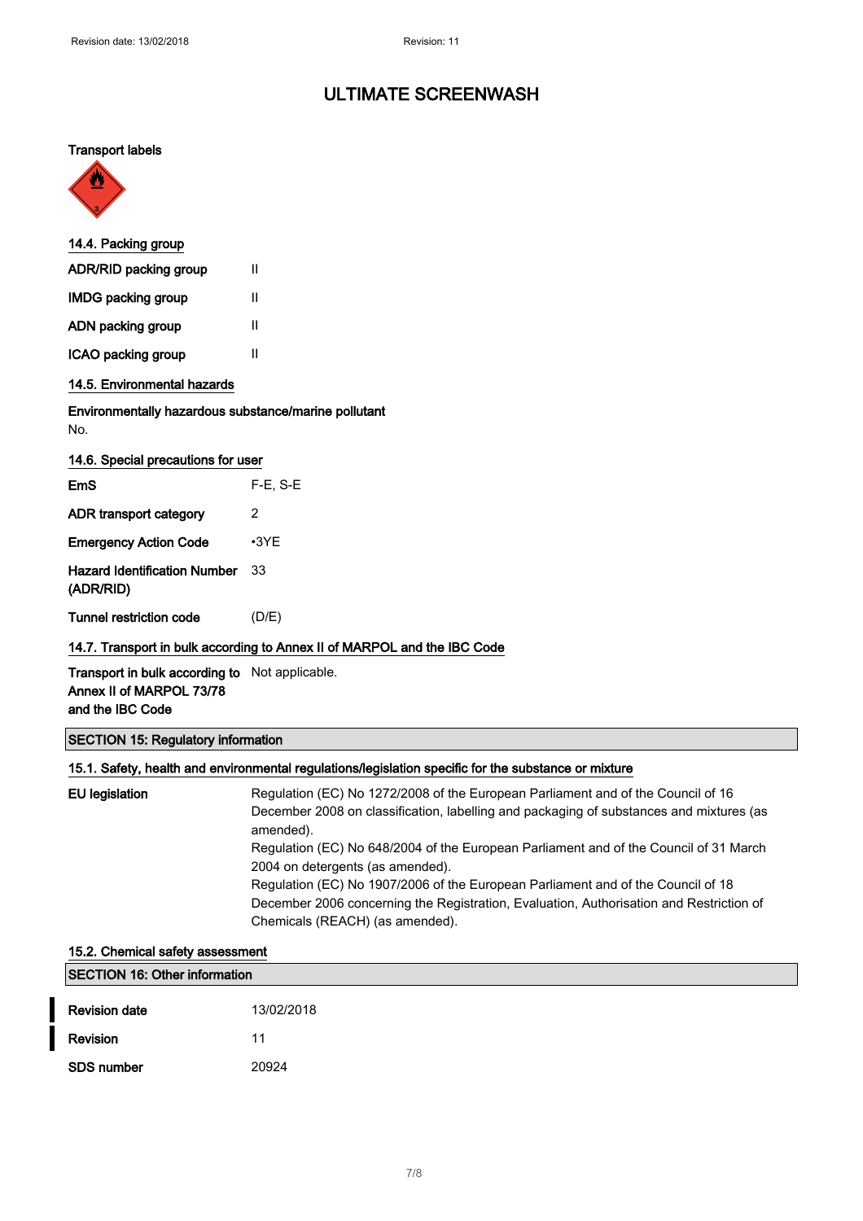**Transport labels**

### 14.4. Packing group

| | |
|---|---|
| **ADR/RID packing group** | II |
| **IMDG packing group** | II |
| **ADN packing group** | II |
| **ICAO packing group** | II |

### 14.5. Environmental hazards

**Environmentally hazardous substance/marine pollutant**

No.

### 14.6. Special precautions for user

| | |
|---|---|
| **EmS** | F-E, S-E |
| **ADR transport category** | 2 |
| **Emergency Action Code** | •3YE |
| **Hazard Identification Number (ADR/RID)** | 33 |
| **Tunnel restriction code** | (D/E) |

### 14.7. Transport in bulk according to Annex II of MARPOL and the IBC Code

| | |
|---|---|
| **Transport in bulk according to Annex II of MARPOL 73/78 and the IBC Code** | Not applicable. |

## SECTION 15: Regulatory information

### 15.1. Safety, health and environmental regulations/legislation specific for the substance or mixture

**EU legislation**

Regulation (EC) No 1272/2008 of the European Parliament and of the Council of 16 December 2008 on classification, labelling and packaging of substances and mixtures (as amended).
Regulation (EC) No 648/2004 of the European Parliament and of the Council of 31 March 2004 on detergents (as amended).
Regulation (EC) No 1907/2006 of the European Parliament and of the Council of 18 December 2006 concerning the Registration, Evaluation, Authorisation and Restriction of Chemicals (REACH) (as amended).

### 15.2. Chemical safety assessment

## SECTION 16: Other information

| | |
|---|---|
| **Revision date** | 13/02/2018 |
| **Revision** | 11 |
| **SDS number** | 20924 |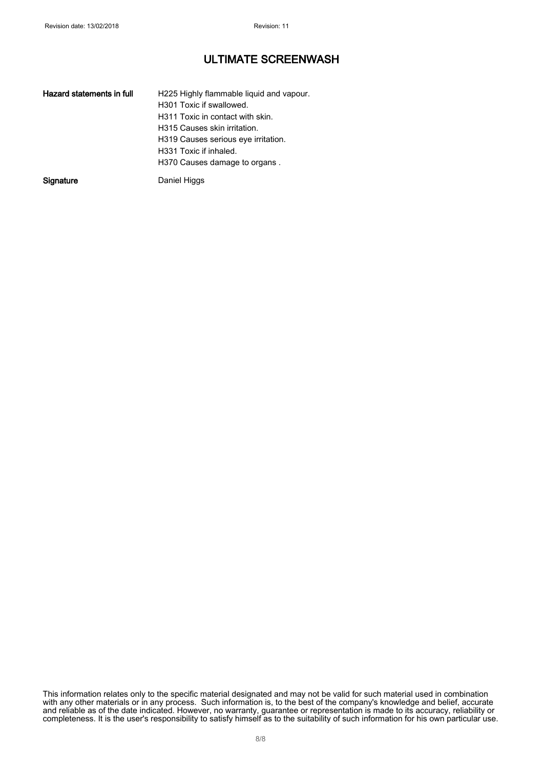**Hazard statements in full**

H225 Highly flammable liquid and vapour.
H301 Toxic if swallowed.
H311 Toxic in contact with skin.
H315 Causes skin irritation.
H319 Causes serious eye irritation.
H331 Toxic if inhaled.
H370 Causes damage to organs .

**Signature**

Daniel Higgs

This information relates only to the specific material designated and may not be valid for such material used in combination with any other materials or in any process. Such information is, to the best of the company's knowledge and belief, accurate and reliable as of the date indicated. However, no warranty, guarantee or representation is made to its accuracy, reliability or completeness. It is the user's responsibility to satisfy himself as to the suitability of such information for his own particular use.